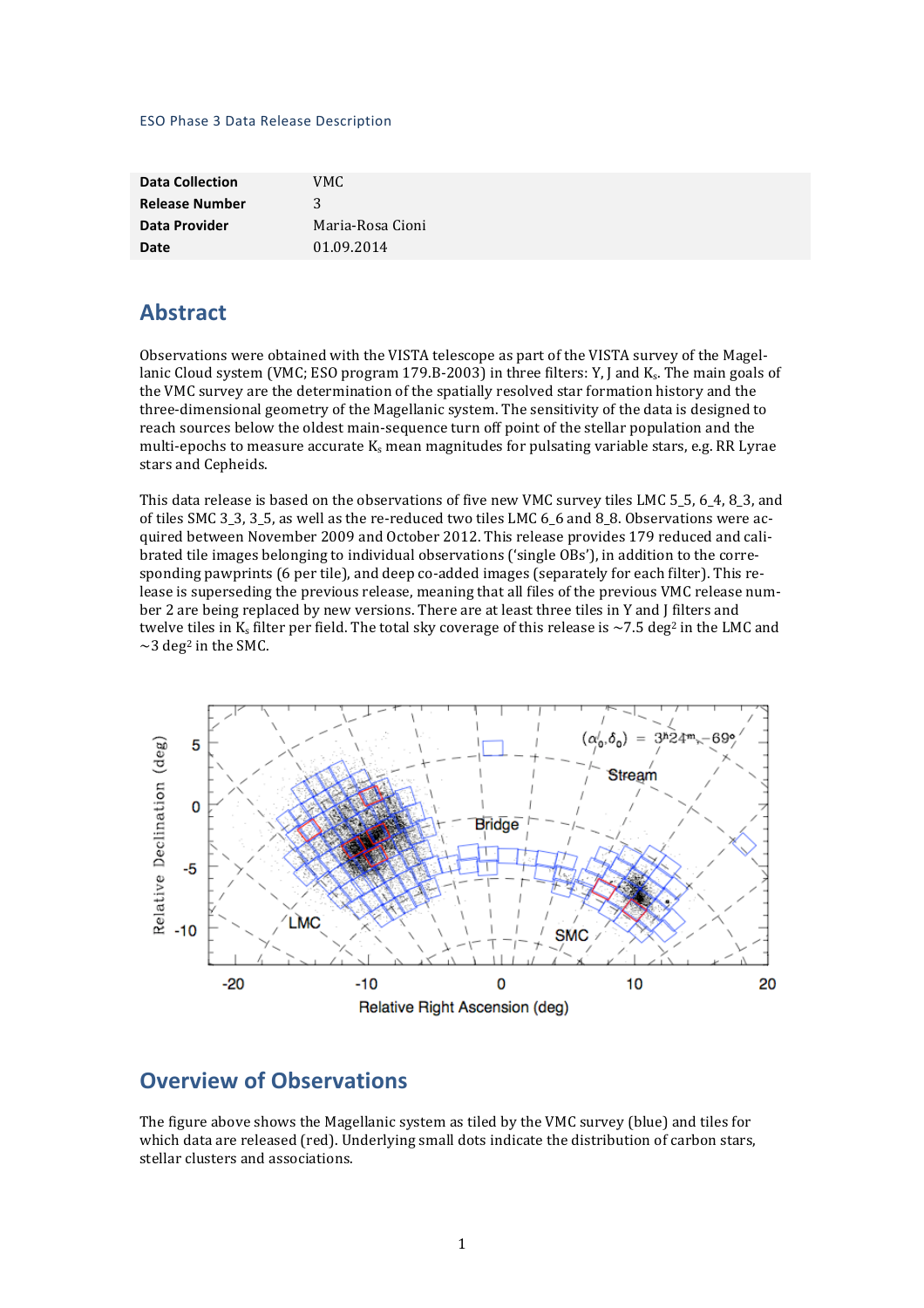ESO Phase 3 Data Release Description

| | |
|---|---|
| **Data Collection** | VMC |
| **Release Number** | 3 |
| **Data Provider** | Maria-Rosa Cioni |
| **Date** | 01.09.2014 |

## Abstract

Observations were obtained with the VISTA telescope as part of the VISTA survey of the Magellanic Cloud system (VMC; ESO program 179.B-2003) in three filters: Y, J and $K_s$. The main goals of the VMC survey are the determination of the spatially resolved star formation history and the three-dimensional geometry of the Magellanic system. The sensitivity of the data is designed to reach sources below the oldest main-sequence turn off point of the stellar population and the multi-epochs to measure accurate $K_s$ mean magnitudes for pulsating variable stars, e.g. RR Lyrae stars and Cepheids.

This data release is based on the observations of five new VMC survey tiles LMC 5_5, 6_4, 8_3, and of tiles SMC 3_3, 3_5, as well as the re-reduced two tiles LMC 6_6 and 8_8. Observations were acquired between November 2009 and October 2012. This release provides 179 reduced and calibrated tile images belonging to individual observations ('single OBs'), in addition to the corresponding pawprints (6 per tile), and deep co-added images (separately for each filter). This release is superseding the previous release, meaning that all files of the previous VMC release number 2 are being replaced by new versions. There are at least three tiles in Y and J filters and twelve tiles in $K_s$ filter per field. The total sky coverage of this release is ~7.5 $deg^2$ in the LMC and ~3 $deg^2$ in the SMC.

## Overview of Observations

The figure above shows the Magellanic system as tiled by the VMC survey (blue) and tiles for which data are released (red). Underlying small dots indicate the distribution of carbon stars, stellar clusters and associations.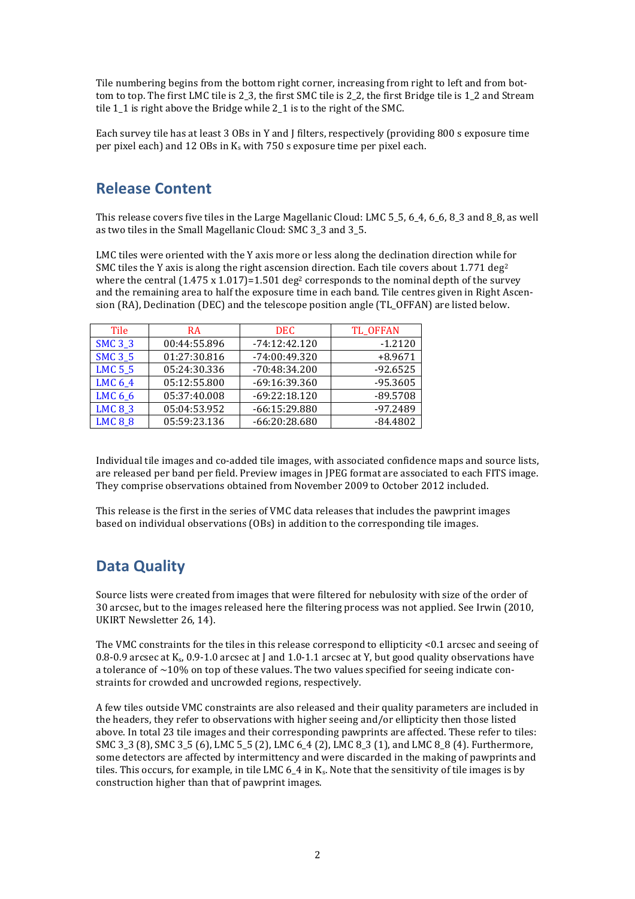Tile numbering begins from the bottom right corner, increasing from right to left and from bottom to top. The first LMC tile is 2_3, the first SMC tile is 2_2, the first Bridge tile is 1_2 and Stream tile 1_1 is right above the Bridge while 2_1 is to the right of the SMC.

Each survey tile has at least 3 OBs in Y and J filters, respectively (providing 800 s exposure time per pixel each) and 12 OBs in $K_s$ with 750 s exposure time per pixel each.

## Release Content

This release covers five tiles in the Large Magellanic Cloud: LMC 5_5, 6_4, 6_6, 8_3 and 8_8, as well as two tiles in the Small Magellanic Cloud: SMC 3_3 and 3_5.

LMC tiles were oriented with the Y axis more or less along the declination direction while for SMC tiles the Y axis is along the right ascension direction. Each tile covers about 1.771 $deg^2$ where the central (1.475 x 1.017)=1.501 $deg^2$ corresponds to the nominal depth of the survey and the remaining area to half the exposure time in each band. Tile centres given in Right Ascension (RA), Declination (DEC) and the telescope position angle (TL_OFFAN) are listed below.

| Tile | RA | DEC | TL_OFFAN |
|---|---|---|---|
| SMC 3_3 | 00:44:55.896 | -74:12:42.120 | -1.2120 |
| SMC 3_5 | 01:27:30.816 | -74:00:49.320 | +8.9671 |
| LMC 5_5 | 05:24:30.336 | -70:48:34.200 | -92.6525 |
| LMC 6_4 | 05:12:55.800 | -69:16:39.360 | -95.3605 |
| LMC 6_6 | 05:37:40.008 | -69:22:18.120 | -89.5708 |
| LMC 8_3 | 05:04:53.952 | -66:15:29.880 | -97.2489 |
| LMC 8_8 | 05:59:23.136 | -66:20:28.680 | -84.4802 |

Individual tile images and co-added tile images, with associated confidence maps and source lists, are released per band per field. Preview images in JPEG format are associated to each FITS image. They comprise observations obtained from November 2009 to October 2012 included.

This release is the first in the series of VMC data releases that includes the pawprint images based on individual observations (OBs) in addition to the corresponding tile images.

## Data Quality

Source lists were created from images that were filtered for nebulosity with size of the order of 30 arcsec, but to the images released here the filtering process was not applied. See Irwin (2010, UKIRT Newsletter 26, 14).

The VMC constraints for the tiles in this release correspond to ellipticity <0.1 arcsec and seeing of 0.8-0.9 arcsec at $K_s$, 0.9-1.0 arcsec at J and 1.0-1.1 arcsec at Y, but good quality observations have a tolerance of ~10% on top of these values. The two values specified for seeing indicate constraints for crowded and uncrowded regions, respectively.

A few tiles outside VMC constraints are also released and their quality parameters are included in the headers, they refer to observations with higher seeing and/or ellipticity then those listed above. In total 23 tile images and their corresponding pawprints are affected. These refer to tiles: SMC 3_3 (8), SMC 3_5 (6), LMC 5_5 (2), LMC 6_4 (2), LMC 8_3 (1), and LMC 8_8 (4). Furthermore, some detectors are affected by intermittency and were discarded in the making of pawprints and tiles. This occurs, for example, in tile LMC 6_4 in $K_s$. Note that the sensitivity of tile images is by construction higher than that of pawprint images.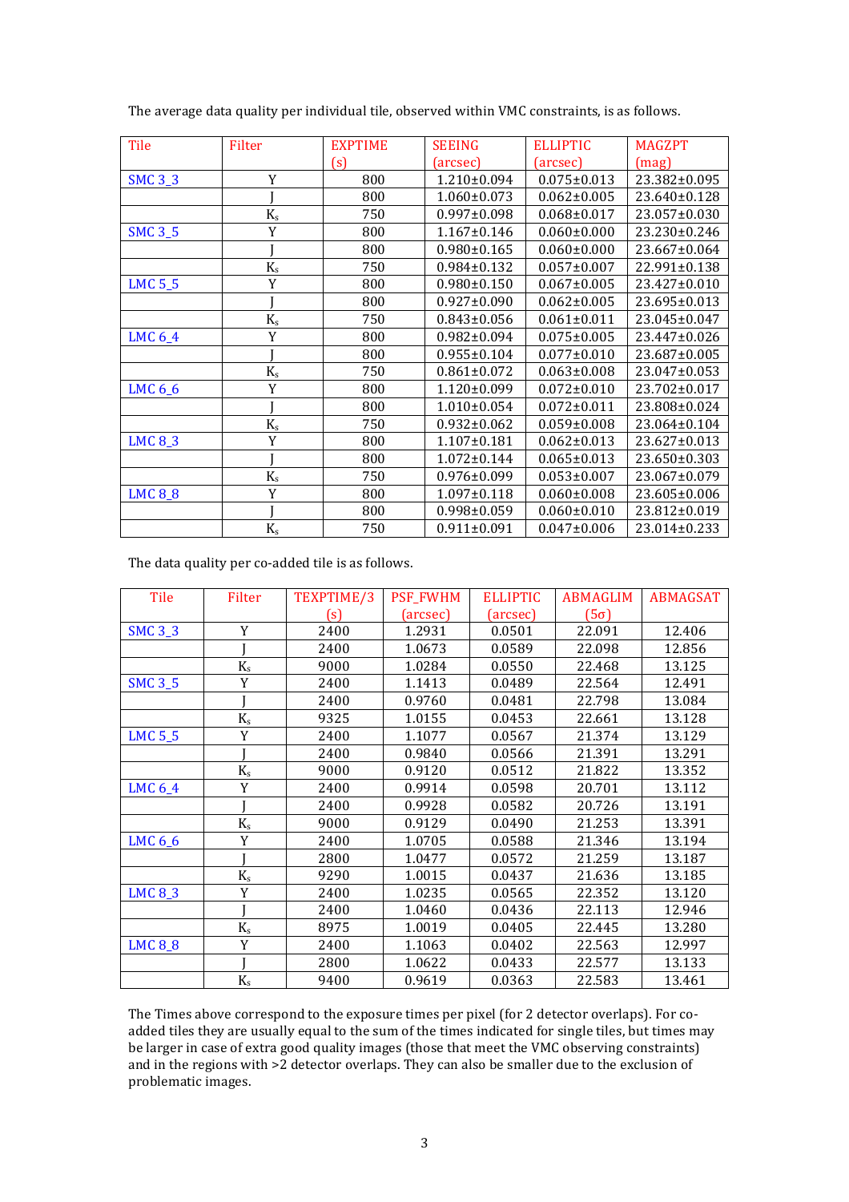The average data quality per individual tile, observed within VMC constraints, is as follows.

| Tile | Filter | EXPTIME (s) | SEEING (arcsec) | ELLIPTIC (arcsec) | MAGZPT (mag) |
|---|---|---|---|---|---|
| SMC 3_3 | Y | 800 | 1.210±0.094 | 0.075±0.013 | 23.382±0.095 |
| | J | 800 | 1.060±0.073 | 0.062±0.005 | 23.640±0.128 |
| | $K_s$ | 750 | 0.997±0.098 | 0.068±0.017 | 23.057±0.030 |
| SMC 3_5 | Y | 800 | 1.167±0.146 | 0.060±0.000 | 23.230±0.246 |
| | J | 800 | 0.980±0.165 | 0.060±0.000 | 23.667±0.064 |
| | $K_s$ | 750 | 0.984±0.132 | 0.057±0.007 | 22.991±0.138 |
| LMC 5_5 | Y | 800 | 0.980±0.150 | 0.067±0.005 | 23.427±0.010 |
| | J | 800 | 0.927±0.090 | 0.062±0.005 | 23.695±0.013 |
| | $K_s$ | 750 | 0.843±0.056 | 0.061±0.011 | 23.045±0.047 |
| LMC 6_4 | Y | 800 | 0.982±0.094 | 0.075±0.005 | 23.447±0.026 |
| | J | 800 | 0.955±0.104 | 0.077±0.010 | 23.687±0.005 |
| | $K_s$ | 750 | 0.861±0.072 | 0.063±0.008 | 23.047±0.053 |
| LMC 6_6 | Y | 800 | 1.120±0.099 | 0.072±0.010 | 23.702±0.017 |
| | J | 800 | 1.010±0.054 | 0.072±0.011 | 23.808±0.024 |
| | $K_s$ | 750 | 0.932±0.062 | 0.059±0.008 | 23.064±0.104 |
| LMC 8_3 | Y | 800 | 1.107±0.181 | 0.062±0.013 | 23.627±0.013 |
| | J | 800 | 1.072±0.144 | 0.065±0.013 | 23.650±0.303 |
| | $K_s$ | 750 | 0.976±0.099 | 0.053±0.007 | 23.067±0.079 |
| LMC 8_8 | Y | 800 | 1.097±0.118 | 0.060±0.008 | 23.605±0.006 |
| | J | 800 | 0.998±0.059 | 0.060±0.010 | 23.812±0.019 |
| | $K_s$ | 750 | 0.911±0.091 | 0.047±0.006 | 23.014±0.233 |

The data quality per co-added tile is as follows.

| Tile | Filter | TEXPTIME/3 (s) | PSF_FWHM (arcsec) | ELLIPTIC (arcsec) | ABMAGLIM ($5\sigma$) | ABMAGSAT |
|---|---|---|---|---|---|---|
| SMC 3_3 | Y | 2400 | 1.2931 | 0.0501 | 22.091 | 12.406 |
| | J | 2400 | 1.0673 | 0.0589 | 22.098 | 12.856 |
| | $K_s$ | 9000 | 1.0284 | 0.0550 | 22.468 | 13.125 |
| SMC 3_5 | Y | 2400 | 1.1413 | 0.0489 | 22.564 | 12.491 |
| | J | 2400 | 0.9760 | 0.0481 | 22.798 | 13.084 |
| | $K_s$ | 9325 | 1.0155 | 0.0453 | 22.661 | 13.128 |
| LMC 5_5 | Y | 2400 | 1.1077 | 0.0567 | 21.374 | 13.129 |
| | J | 2400 | 0.9840 | 0.0566 | 21.391 | 13.291 |
| | $K_s$ | 9000 | 0.9120 | 0.0512 | 21.822 | 13.352 |
| LMC 6_4 | Y | 2400 | 0.9914 | 0.0598 | 20.701 | 13.112 |
| | J | 2400 | 0.9928 | 0.0582 | 20.726 | 13.191 |
| | $K_s$ | 9000 | 0.9129 | 0.0490 | 21.253 | 13.391 |
| LMC 6_6 | Y | 2400 | 1.0705 | 0.0588 | 21.346 | 13.194 |
| | J | 2800 | 1.0477 | 0.0572 | 21.259 | 13.187 |
| | $K_s$ | 9290 | 1.0015 | 0.0437 | 21.636 | 13.185 |
| LMC 8_3 | Y | 2400 | 1.0235 | 0.0565 | 22.352 | 13.120 |
| | J | 2400 | 1.0460 | 0.0436 | 22.113 | 12.946 |
| | $K_s$ | 8975 | 1.0019 | 0.0405 | 22.445 | 13.280 |
| LMC 8_8 | Y | 2400 | 1.1063 | 0.0402 | 22.563 | 12.997 |
| | J | 2800 | 1.0622 | 0.0433 | 22.577 | 13.133 |
| | $K_s$ | 9400 | 0.9619 | 0.0363 | 22.583 | 13.461 |

The Times above correspond to the exposure times per pixel (for 2 detector overlaps). For co-added tiles they are usually equal to the sum of the times indicated for single tiles, but times may be larger in case of extra good quality images (those that meet the VMC observing constraints) and in the regions with >2 detector overlaps. They can also be smaller due to the exclusion of problematic images.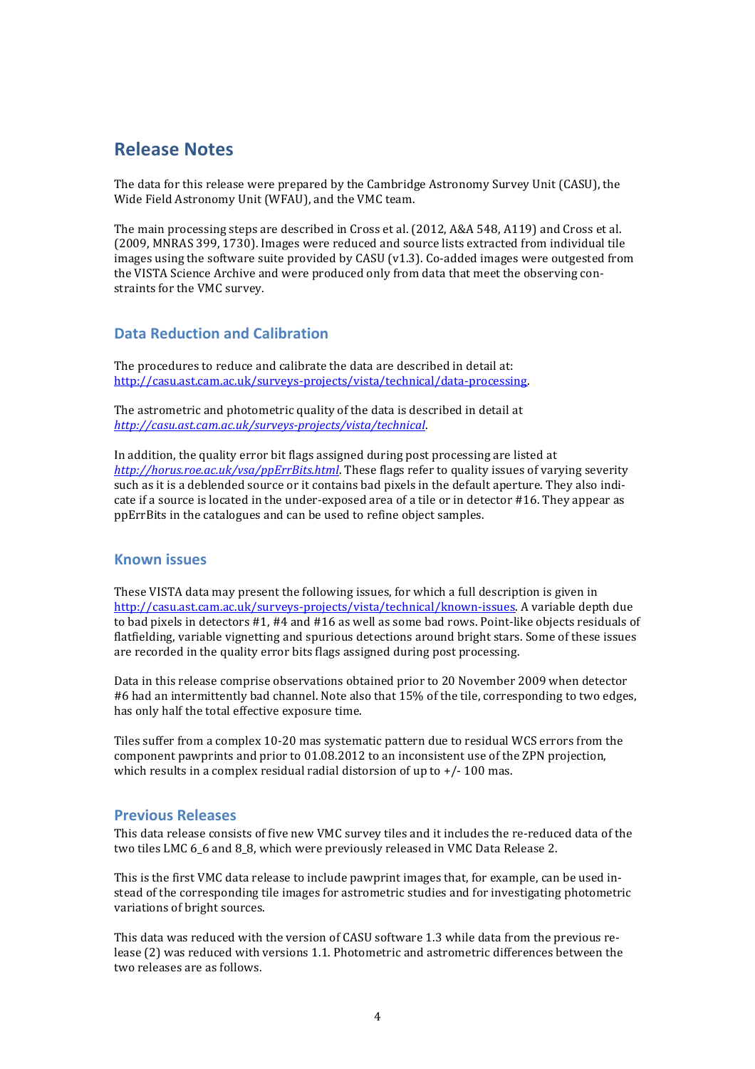# Release Notes

The data for this release were prepared by the Cambridge Astronomy Survey Unit (CASU), the Wide Field Astronomy Unit (WFAU), and the VMC team.

The main processing steps are described in Cross et al. (2012, A&A 548, A119) and Cross et al. (2009, MNRAS 399, 1730). Images were reduced and source lists extracted from individual tile images using the software suite provided by CASU (v1.3). Co-added images were outgested from the VISTA Science Archive and were produced only from data that meet the observing constraints for the VMC survey.

## Data Reduction and Calibration

The procedures to reduce and calibrate the data are described in detail at: [http://casu.ast.cam.ac.uk/surveys-projects/vista/technical/data-processing](http://casu.ast.cam.ac.uk/surveys-projects/vista/technical/data-processing).

The astrometric and photometric quality of the data is described in detail at *[http://casu.ast.cam.ac.uk/surveys-projects/vista/technical](http://casu.ast.cam.ac.uk/surveys-projects/vista/technical)*.

In addition, the quality error bit flags assigned during post processing are listed at *[http://horus.roe.ac.uk/vsa/ppErrBits.html](http://horus.roe.ac.uk/vsa/ppErrBits.html)*. These flags refer to quality issues of varying severity such as it is a deblended source or it contains bad pixels in the default aperture. They also indicate if a source is located in the under-exposed area of a tile or in detector #16. They appear as ppErrBits in the catalogues and can be used to refine object samples.

## Known issues

These VISTA data may present the following issues, for which a full description is given in [http://casu.ast.cam.ac.uk/surveys-projects/vista/technical/known-issues](http://casu.ast.cam.ac.uk/surveys-projects/vista/technical/known-issues). A variable depth due to bad pixels in detectors #1, #4 and #16 as well as some bad rows. Point-like objects residuals of flatfielding, variable vignetting and spurious detections around bright stars. Some of these issues are recorded in the quality error bits flags assigned during post processing.

Data in this release comprise observations obtained prior to 20 November 2009 when detector #6 had an intermittently bad channel. Note also that 15% of the tile, corresponding to two edges, has only half the total effective exposure time.

Tiles suffer from a complex 10-20 mas systematic pattern due to residual WCS errors from the component pawprints and prior to 01.08.2012 to an inconsistent use of the ZPN projection, which results in a complex residual radial distorsion of up to +/- 100 mas.

## Previous Releases

This data release consists of five new VMC survey tiles and it includes the re-reduced data of the two tiles LMC 6_6 and 8_8, which were previously released in VMC Data Release 2.

This is the first VMC data release to include pawprint images that, for example, can be used instead of the corresponding tile images for astrometric studies and for investigating photometric variations of bright sources.

This data was reduced with the version of CASU software 1.3 while data from the previous release (2) was reduced with versions 1.1. Photometric and astrometric differences between the two releases are as follows.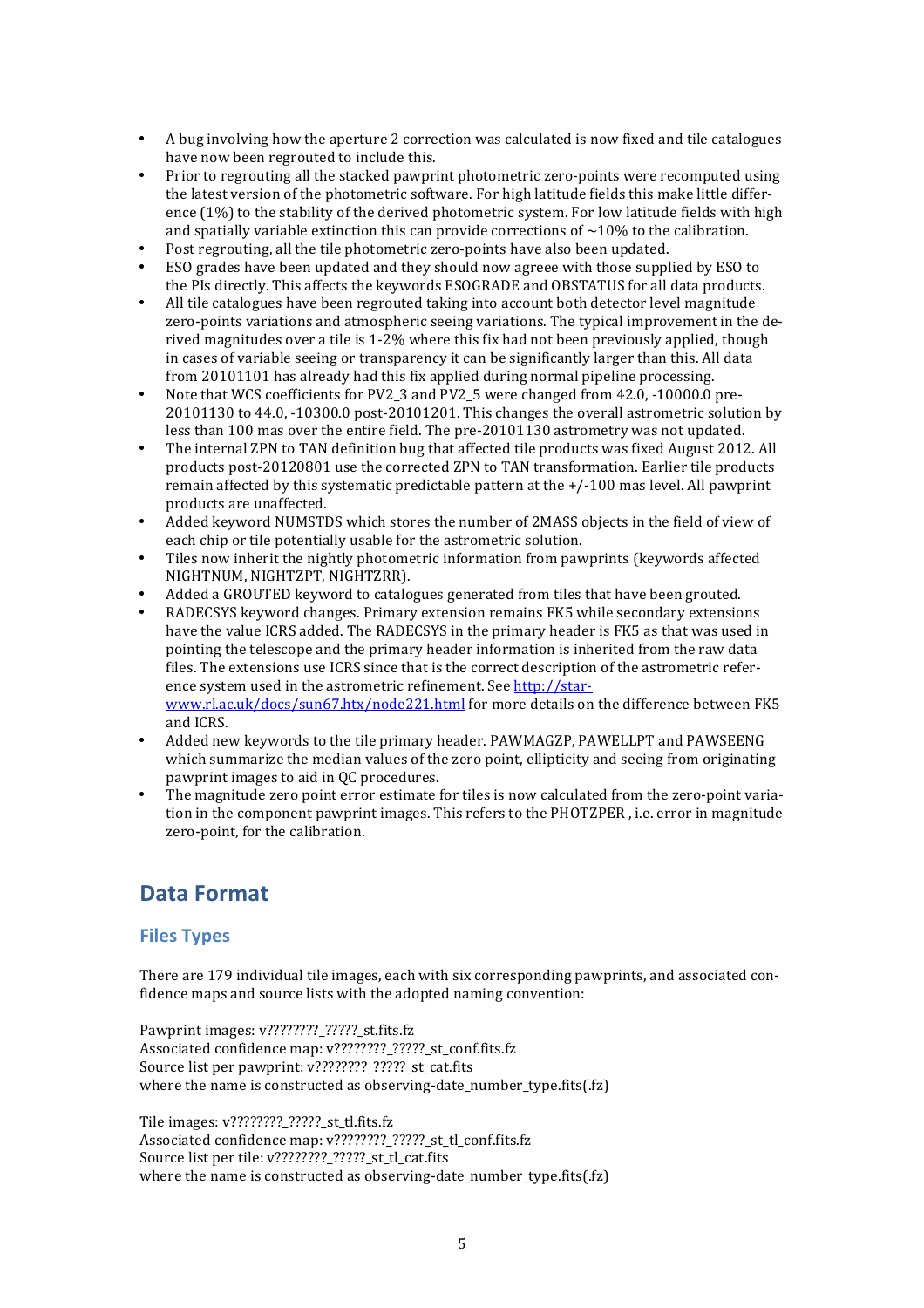- A bug involving how the aperture 2 correction was calculated is now fixed and tile catalogues have now been regrouted to include this.
- Prior to regrouting all the stacked pawprint photometric zero-points were recomputed using the latest version of the photometric software. For high latitude fields this make little difference (1%) to the stability of the derived photometric system. For low latitude fields with high and spatially variable extinction this can provide corrections of ~10% to the calibration.
- Post regrouting, all the tile photometric zero-points have also been updated.
- ESO grades have been updated and they should now agreee with those supplied by ESO to the PIs directly. This affects the keywords ESOGRADE and OBSTATUS for all data products.
- All tile catalogues have been regrouted taking into account both detector level magnitude zero-points variations and atmospheric seeing variations. The typical improvement in the derived magnitudes over a tile is 1-2% where this fix had not been previously applied, though in cases of variable seeing or transparency it can be significantly larger than this. All data from 20101101 has already had this fix applied during normal pipeline processing.
- Note that WCS coefficients for PV2_3 and PV2_5 were changed from 42.0, -10000.0 pre-20101130 to 44.0, -10300.0 post-20101201. This changes the overall astrometric solution by less than 100 mas over the entire field. The pre-20101130 astrometry was not updated.
- The internal ZPN to TAN definition bug that affected tile products was fixed August 2012. All products post-20120801 use the corrected ZPN to TAN transformation. Earlier tile products remain affected by this systematic predictable pattern at the +/-100 mas level. All pawprint products are unaffected.
- Added keyword NUMSTDS which stores the number of 2MASS objects in the field of view of each chip or tile potentially usable for the astrometric solution.
- Tiles now inherit the nightly photometric information from pawprints (keywords affected NIGHTNUM, NIGHTZPT, NIGHTZRR).
- Added a GROUTED keyword to catalogues generated from tiles that have been grouted.
- RADECSYS keyword changes. Primary extension remains FK5 while secondary extensions have the value ICRS added. The RADECSYS in the primary header is FK5 as that was used in pointing the telescope and the primary header information is inherited from the raw data files. The extensions use ICRS since that is the correct description of the astrometric reference system used in the astrometric refinement. See http://star-www.rl.ac.uk/docs/sun67.htx/node221.html for more details on the difference between FK5 and ICRS.
- Added new keywords to the tile primary header. PAWMAGZP, PAWELLPT and PAWSEENG which summarize the median values of the zero point, ellipticity and seeing from originating pawprint images to aid in QC procedures.
- The magnitude zero point error estimate for tiles is now calculated from the zero-point variation in the component pawprint images. This refers to the PHOTZPER , i.e. error in magnitude zero-point, for the calibration.

# Data Format

## Files Types

There are 179 individual tile images, each with six corresponding pawprints, and associated confidence maps and source lists with the adopted naming convention:

Pawprint images: v????????_?????_st.fits.fz
Associated confidence map: v????????_?????_st_conf.fits.fz
Source list per pawprint: v????????_?????_st_cat.fits
where the name is constructed as observing-date_number_type.fits(.fz)

Tile images: v????????_?????_st_tl.fits.fz
Associated confidence map: v????????_?????_st_tl_conf.fits.fz
Source list per tile: v????????_?????_st_tl_cat.fits
where the name is constructed as observing-date_number_type.fits(.fz)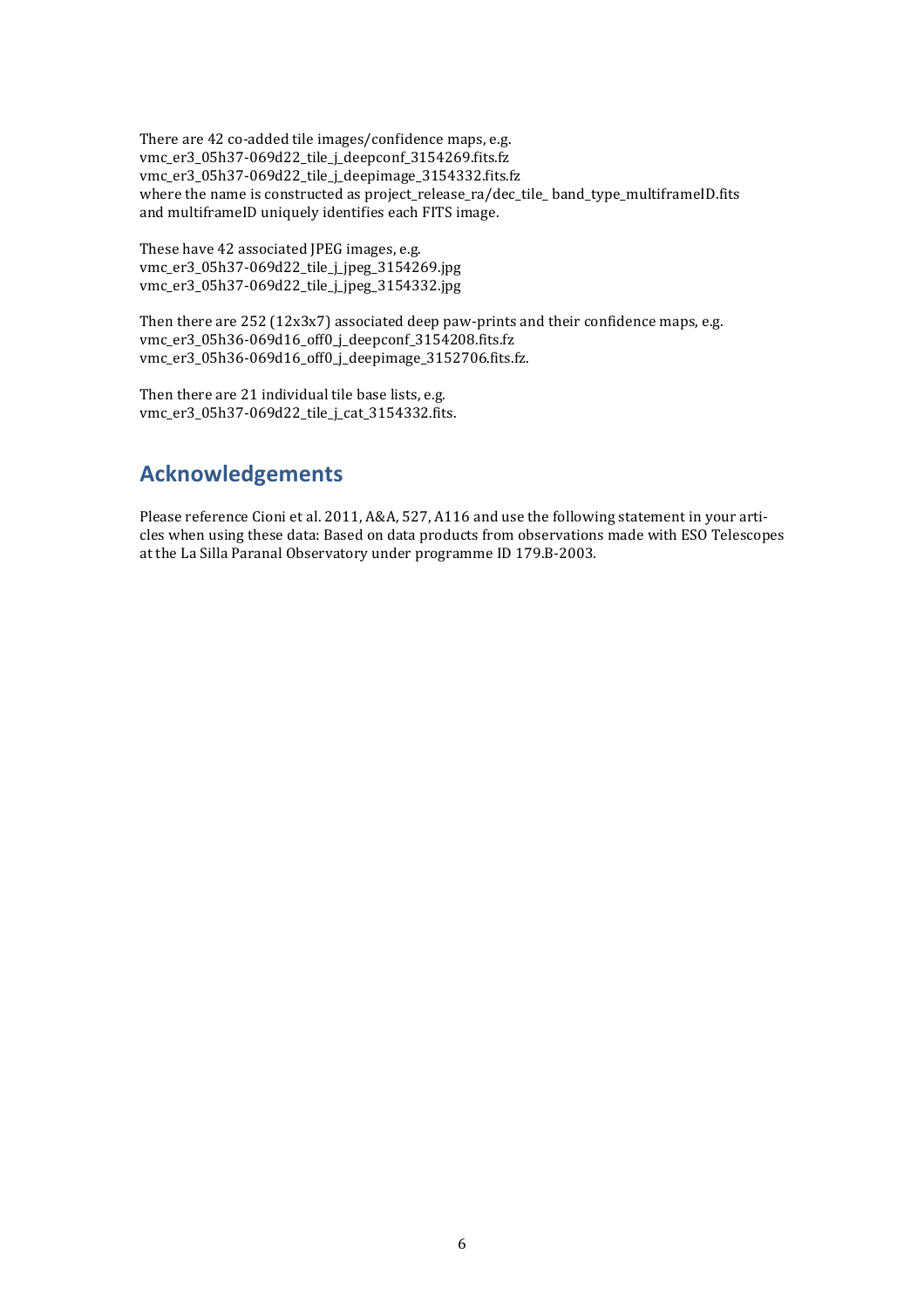There are 42 co-added tile images/confidence maps, e.g.
vmc_er3_05h37-069d22_tile_j_deepconf_3154269.fits.fz
vmc_er3_05h37-069d22_tile_j_deepimage_3154332.fits.fz
where the name is constructed as project_release_ra/dec_tile_ band_type_multiframeID.fits and multiframeID uniquely identifies each FITS image.

These have 42 associated JPEG images, e.g.
vmc_er3_05h37-069d22_tile_j_jpeg_3154269.jpg
vmc_er3_05h37-069d22_tile_j_jpeg_3154332.jpg

Then there are 252 (12x3x7) associated deep paw-prints and their confidence maps, e.g.
vmc_er3_05h36-069d16_off0_j_deepconf_3154208.fits.fz
vmc_er3_05h36-069d16_off0_j_deepimage_3152706.fits.fz.

Then there are 21 individual tile base lists, e.g.
vmc_er3_05h37-069d22_tile_j_cat_3154332.fits.

## Acknowledgements

Please reference Cioni et al. 2011, A&A, 527, A116 and use the following statement in your articles when using these data: Based on data products from observations made with ESO Telescopes at the La Silla Paranal Observatory under programme ID 179.B-2003.